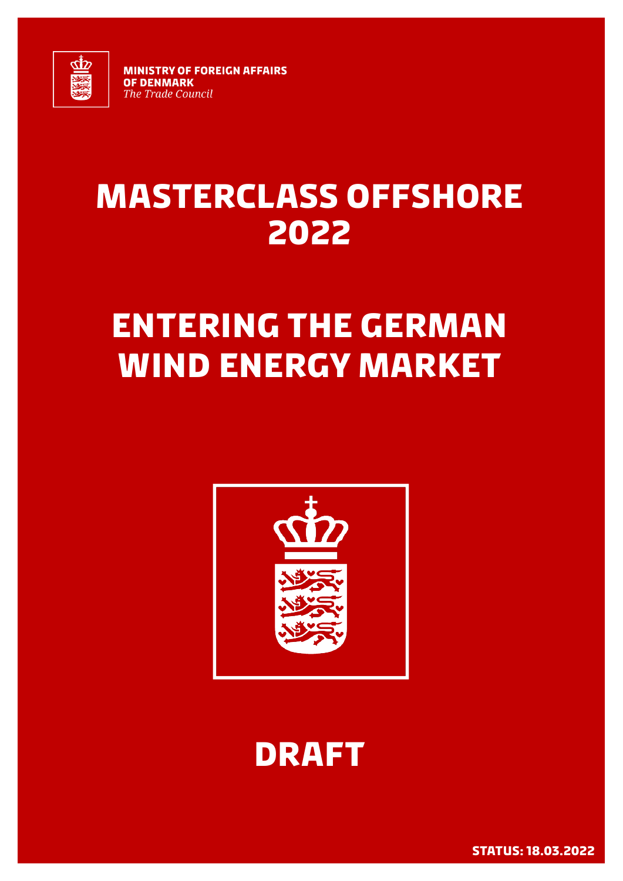**MINISTRY OF FOREIGN AFFAIRS OF DENMARK**
*The Trade Council*

# MASTERCLASS OFFSHORE 2022

# ENTERING THE GERMAN WIND ENERGY MARKET

## DRAFT

**STATUS: 18.03.2022**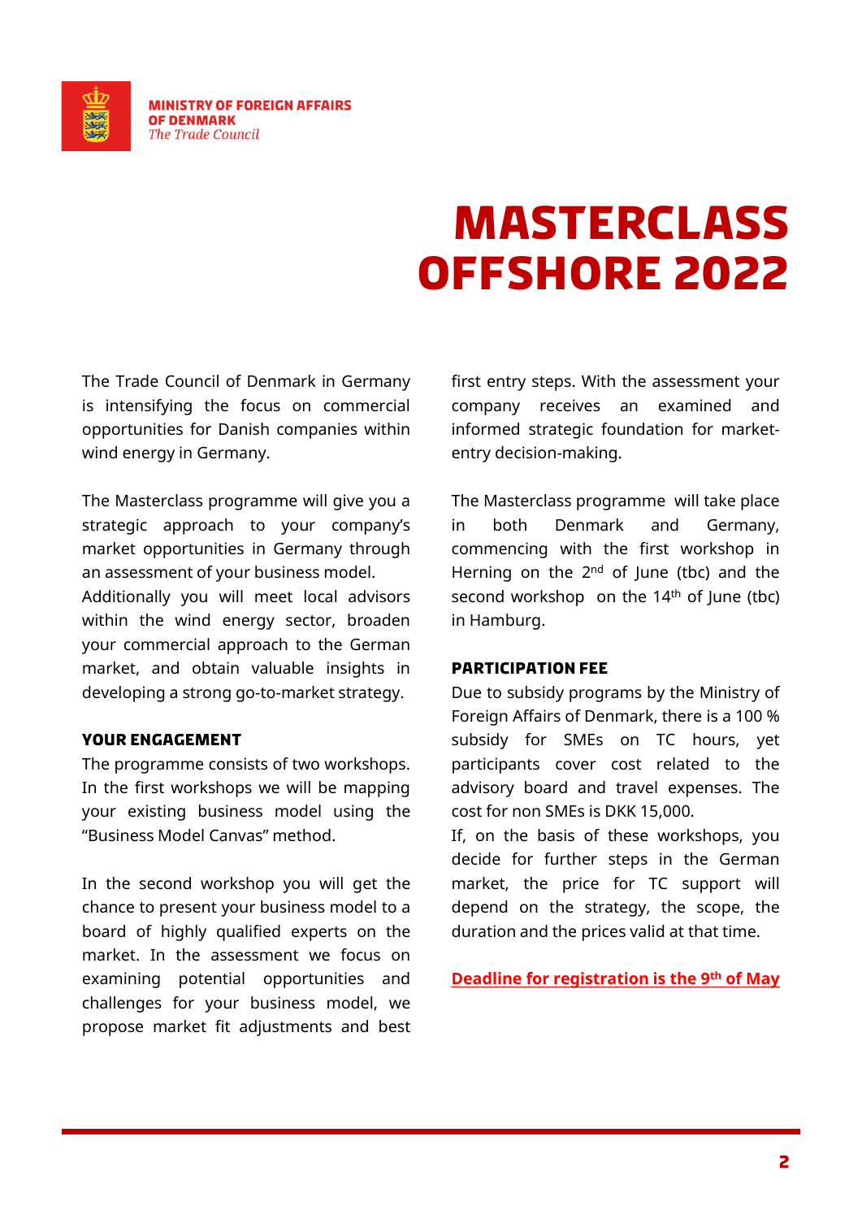MINISTRY OF FOREIGN AFFAIRS OF DENMARK
*The Trade Council*

# MASTERCLASS OFFSHORE 2022

The Trade Council of Denmark in Germany is intensifying the focus on commercial opportunities for Danish companies within wind energy in Germany.

The Masterclass programme will give you a strategic approach to your company's market opportunities in Germany through an assessment of your business model.
Additionally you will meet local advisors within the wind energy sector, broaden your commercial approach to the German market, and obtain valuable insights in developing a strong go-to-market strategy.

**YOUR ENGAGEMENT**

The programme consists of two workshops. In the first workshops we will be mapping your existing business model using the "Business Model Canvas" method.

In the second workshop you will get the chance to present your business model to a board of highly qualified experts on the market. In the assessment we focus on examining potential opportunities and challenges for your business model, we propose market fit adjustments and best first entry steps. With the assessment your company receives an examined and informed strategic foundation for market-entry decision-making.

The Masterclass programme will take place in both Denmark and Germany, commencing with the first workshop in Herning on the 2nd of June (tbc) and the second workshop on the 14th of June (tbc) in Hamburg.

**PARTICIPATION FEE**

Due to subsidy programs by the Ministry of Foreign Affairs of Denmark, there is a 100 % subsidy for SMEs on TC hours, yet participants cover cost related to the advisory board and travel expenses. The cost for non SMEs is DKK 15,000.
If, on the basis of these workshops, you decide for further steps in the German market, the price for TC support will depend on the strategy, the scope, the duration and the prices valid at that time.

**Deadline for registration is the 9th of May**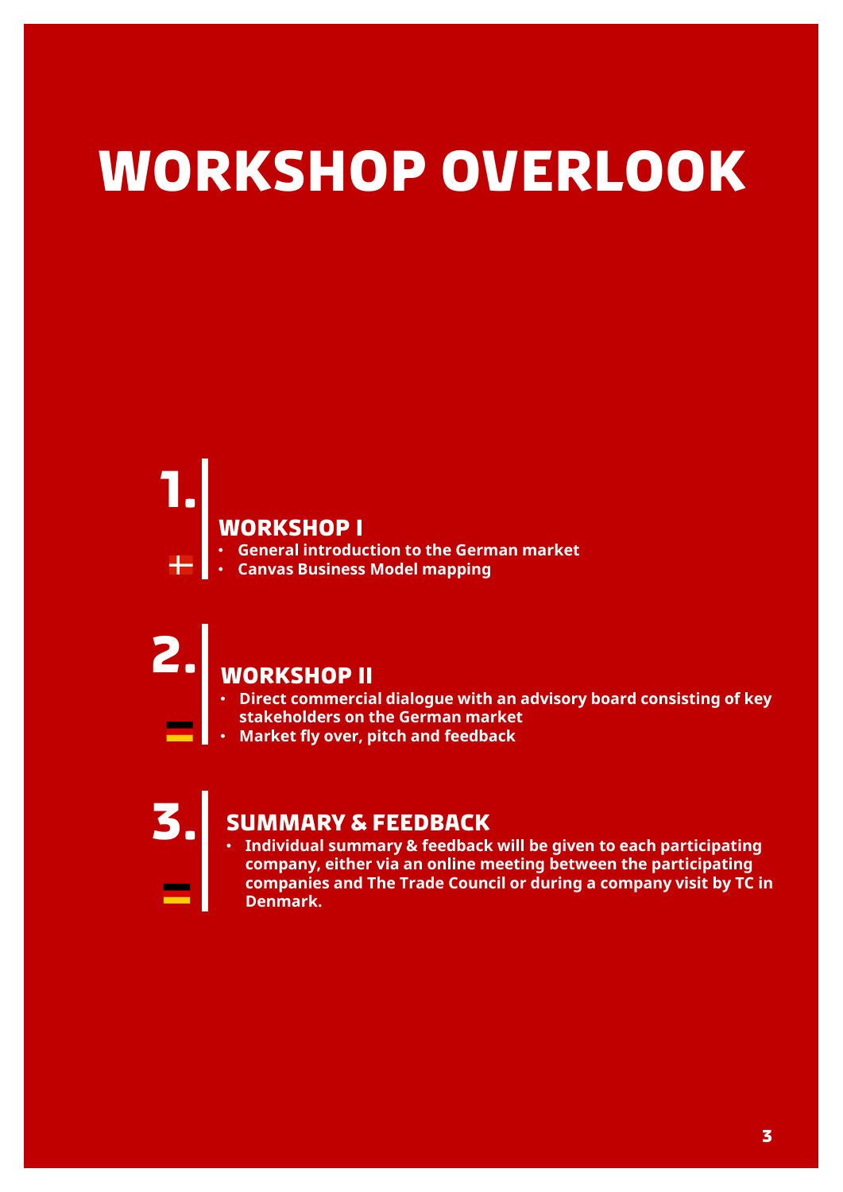# WORKSHOP OVERLOOK

## 1. WORKSHOP I

- General introduction to the German market
- Canvas Business Model mapping

## 2. WORKSHOP II

- Direct commercial dialogue with an advisory board consisting of key stakeholders on the German market
- Market fly over, pitch and feedback

## 3. SUMMARY & FEEDBACK

- Individual summary & feedback will be given to each participating company, either via an online meeting between the participating companies and The Trade Council or during a company visit by TC in Denmark.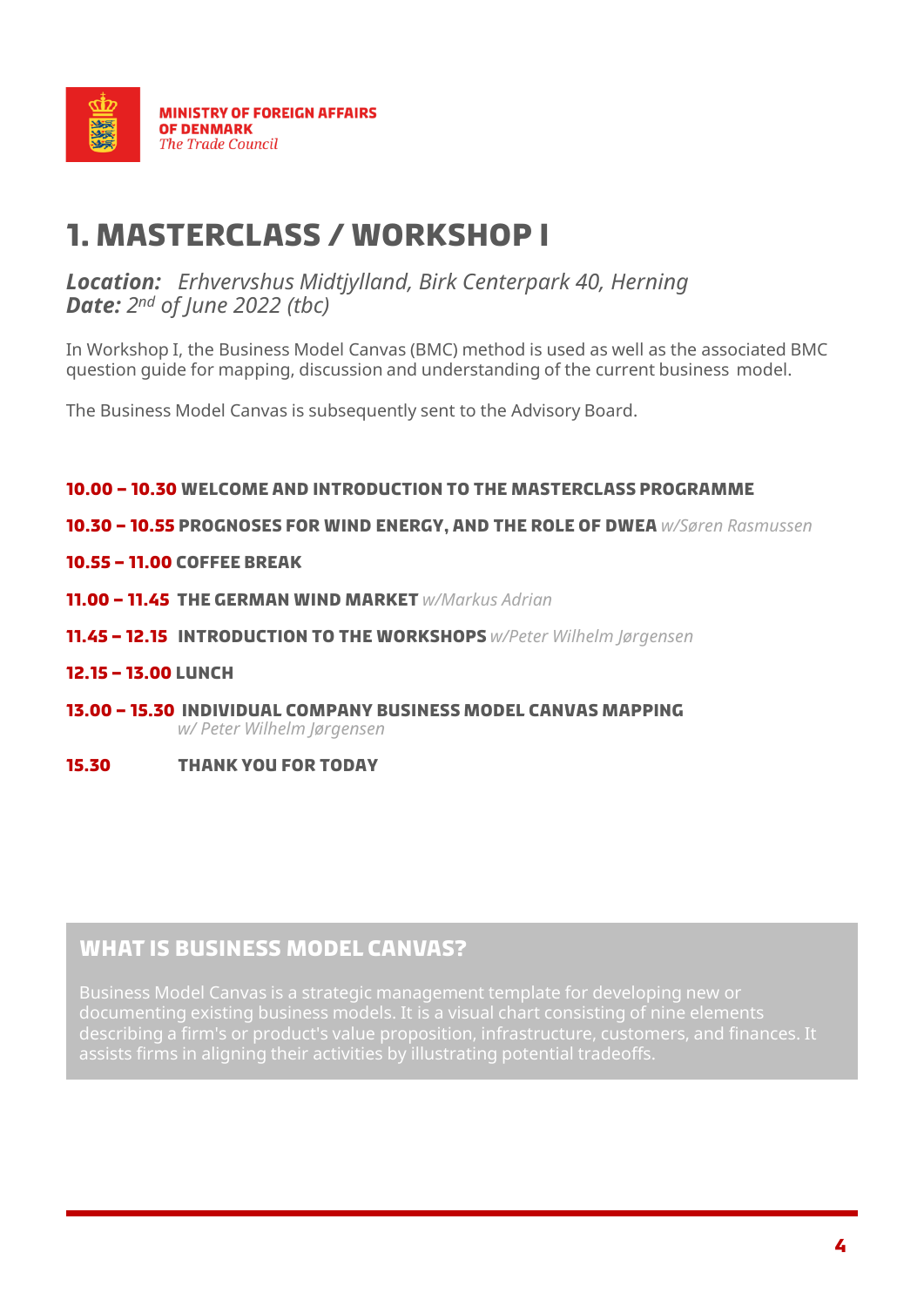MINISTRY OF FOREIGN AFFAIRS OF DENMARK
*The Trade Council*

# 1. MASTERCLASS / WORKSHOP I

***Location:*** *Erhvervshus Midtjylland, Birk Centerpark 40, Herning*
***Date:*** *2nd of June 2022 (tbc)*

In Workshop I, the Business Model Canvas (BMC) method is used as well as the associated BMC question guide for mapping, discussion and understanding of the current business model.

The Business Model Canvas is subsequently sent to the Advisory Board.

**10.00 – 10.30 WELCOME AND INTRODUCTION TO THE MASTERCLASS PROGRAMME**

**10.30 – 10.55 PROGNOSES FOR WIND ENERGY, AND THE ROLE OF DWEA** *w/Søren Rasmussen*

**10.55 – 11.00 COFFEE BREAK**

**11.00 – 11.45 THE GERMAN WIND MARKET** *w/Markus Adrian*

**11.45 – 12.15 INTRODUCTION TO THE WORKSHOPS** *w/Peter Wilhelm Jørgensen*

**12.15 – 13.00 LUNCH**

**13.00 – 15.30 INDIVIDUAL COMPANY BUSINESS MODEL CANVAS MAPPING** *w/ Peter Wilhelm Jørgensen*

**15.30 THANK YOU FOR TODAY**

## WHAT IS BUSINESS MODEL CANVAS?

Business Model Canvas is a strategic management template for developing new or documenting existing business models. It is a visual chart consisting of nine elements describing a firm's or product's value proposition, infrastructure, customers, and finances. It assists firms in aligning their activities by illustrating potential tradeoffs.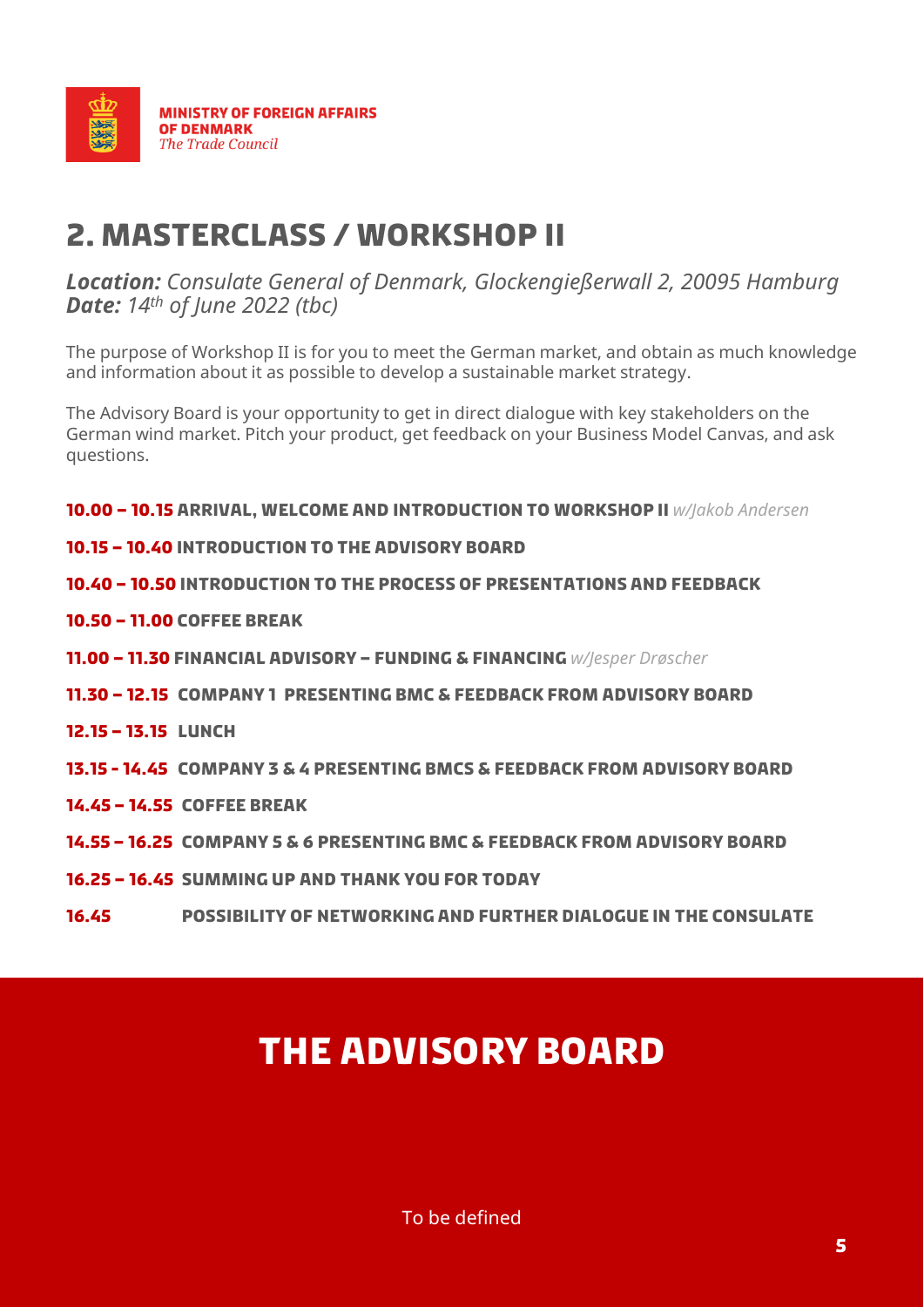MINISTRY OF FOREIGN AFFAIRS
OF DENMARK
*The Trade Council*

# 2. MASTERCLASS / WORKSHOP II

***Location:*** *Consulate General of Denmark, Glockengießerwall 2, 20095 Hamburg*
***Date:*** *14th of June 2022 (tbc)*

The purpose of Workshop II is for you to meet the German market, and obtain as much knowledge and information about it as possible to develop a sustainable market strategy.

The Advisory Board is your opportunity to get in direct dialogue with key stakeholders on the German wind market. Pitch your product, get feedback on your Business Model Canvas, and ask questions.

**10.00 – 10.15 ARRIVAL, WELCOME AND INTRODUCTION TO WORKSHOP II** *w/Jakob Andersen*

**10.15 – 10.40 INTRODUCTION TO THE ADVISORY BOARD**

**10.40 – 10.50 INTRODUCTION TO THE PROCESS OF PRESENTATIONS AND FEEDBACK**

**10.50 – 11.00 COFFEE BREAK**

**11.00 – 11.30 FINANCIAL ADVISORY – FUNDING & FINANCING** *w/Jesper Drøscher*

**11.30 – 12.15 COMPANY 1 PRESENTING BMC & FEEDBACK FROM ADVISORY BOARD**

**12.15 – 13.15 LUNCH**

**13.15 - 14.45 COMPANY 3 & 4 PRESENTING BMCS & FEEDBACK FROM ADVISORY BOARD**

**14.45 – 14.55 COFFEE BREAK**

**14.55 – 16.25 COMPANY 5 & 6 PRESENTING BMC & FEEDBACK FROM ADVISORY BOARD**

**16.25 – 16.45 SUMMING UP AND THANK YOU FOR TODAY**

**16.45 POSSIBILITY OF NETWORKING AND FURTHER DIALOGUE IN THE CONSULATE**

# THE ADVISORY BOARD

To be defined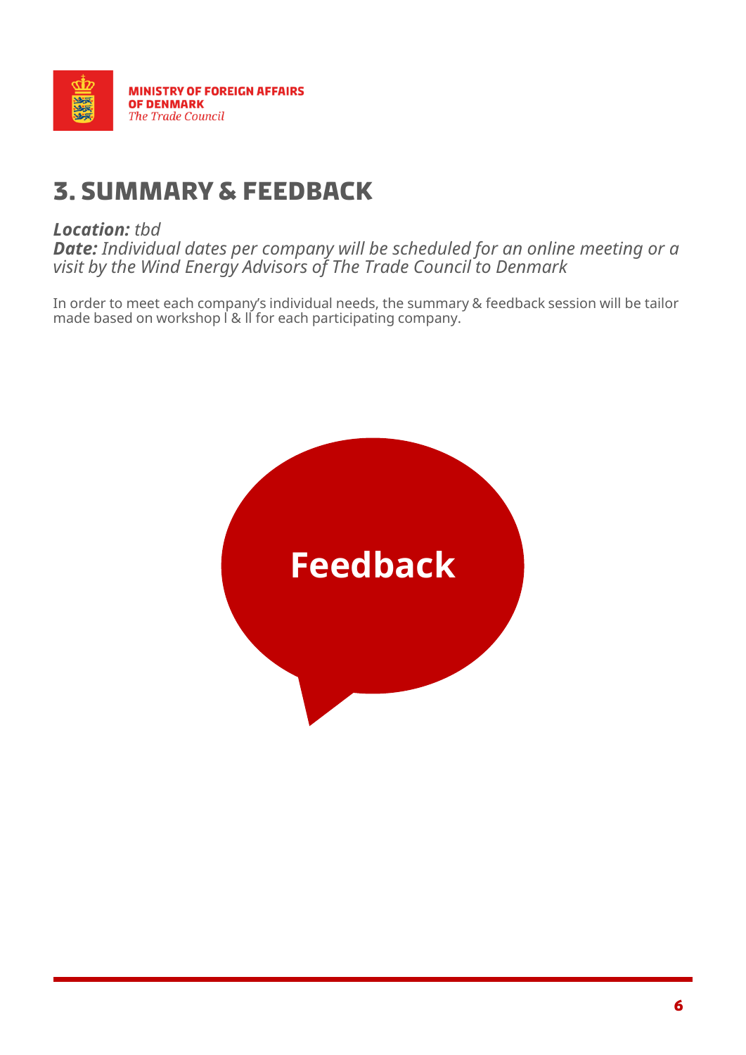MINISTRY OF FOREIGN AFFAIRS
OF DENMARK
*The Trade Council*

# 3. SUMMARY & FEEDBACK

***Location:*** *tbd*
***Date:*** *Individual dates per company will be scheduled for an online meeting or a visit by the Wind Energy Advisors of The Trade Council to Denmark*

In order to meet each company's individual needs, the summary & feedback session will be tailor made based on workshop I & II for each participating company.

**Feedback**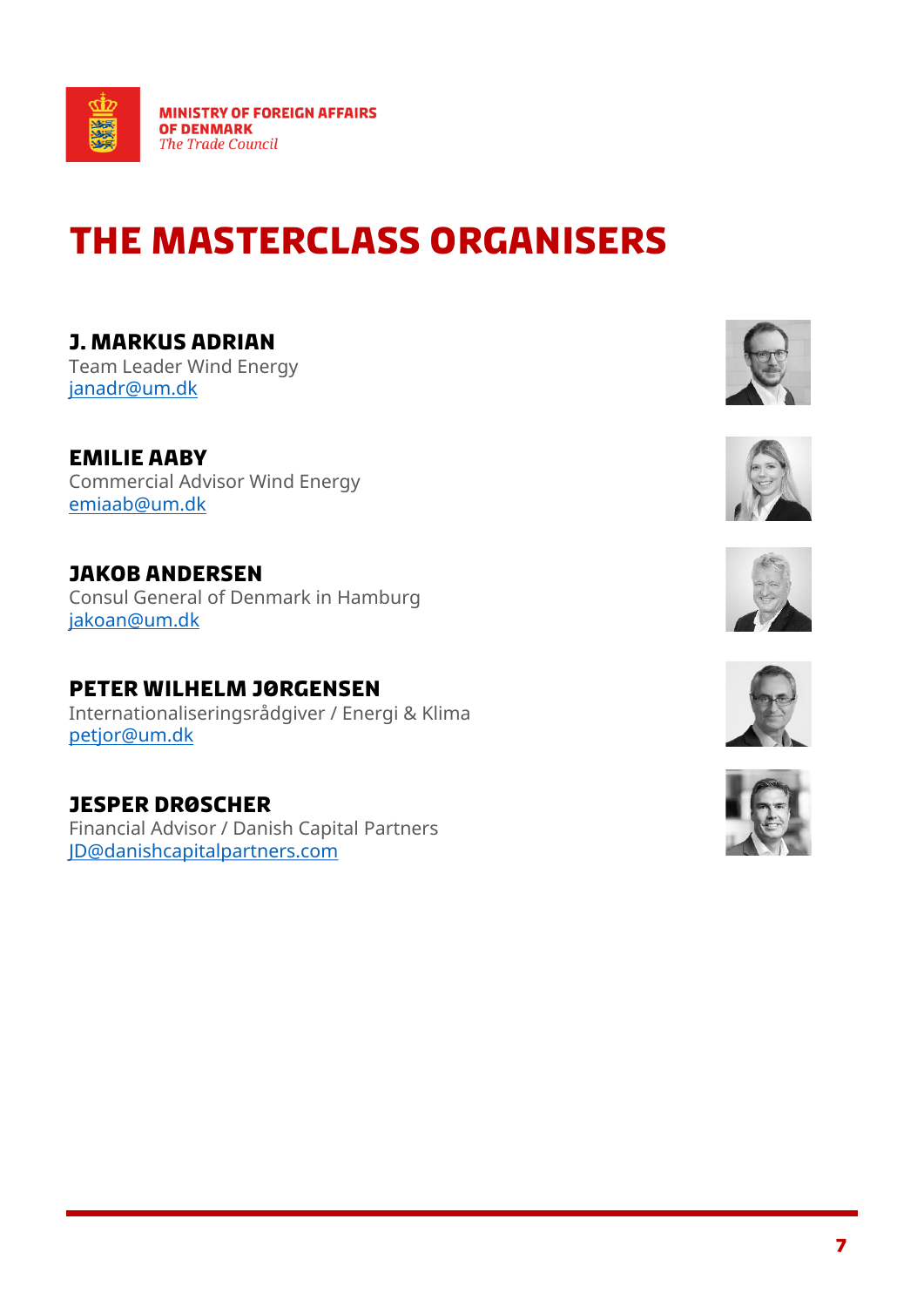MINISTRY OF FOREIGN AFFAIRS
OF DENMARK
*The Trade Council*

# THE MASTERCLASS ORGANISERS

### J. MARKUS ADRIAN
Team Leader Wind Energy
janadr@um.dk

### EMILIE AABY
Commercial Advisor Wind Energy
emiaab@um.dk

### JAKOB ANDERSEN
Consul General of Denmark in Hamburg
jakoan@um.dk

### PETER WILHELM JØRGENSEN
Internationaliseringsrådgiver / Energi & Klima
petjor@um.dk

### JESPER DRØSCHER
Financial Advisor / Danish Capital Partners
JD@danishcapitalpartners.com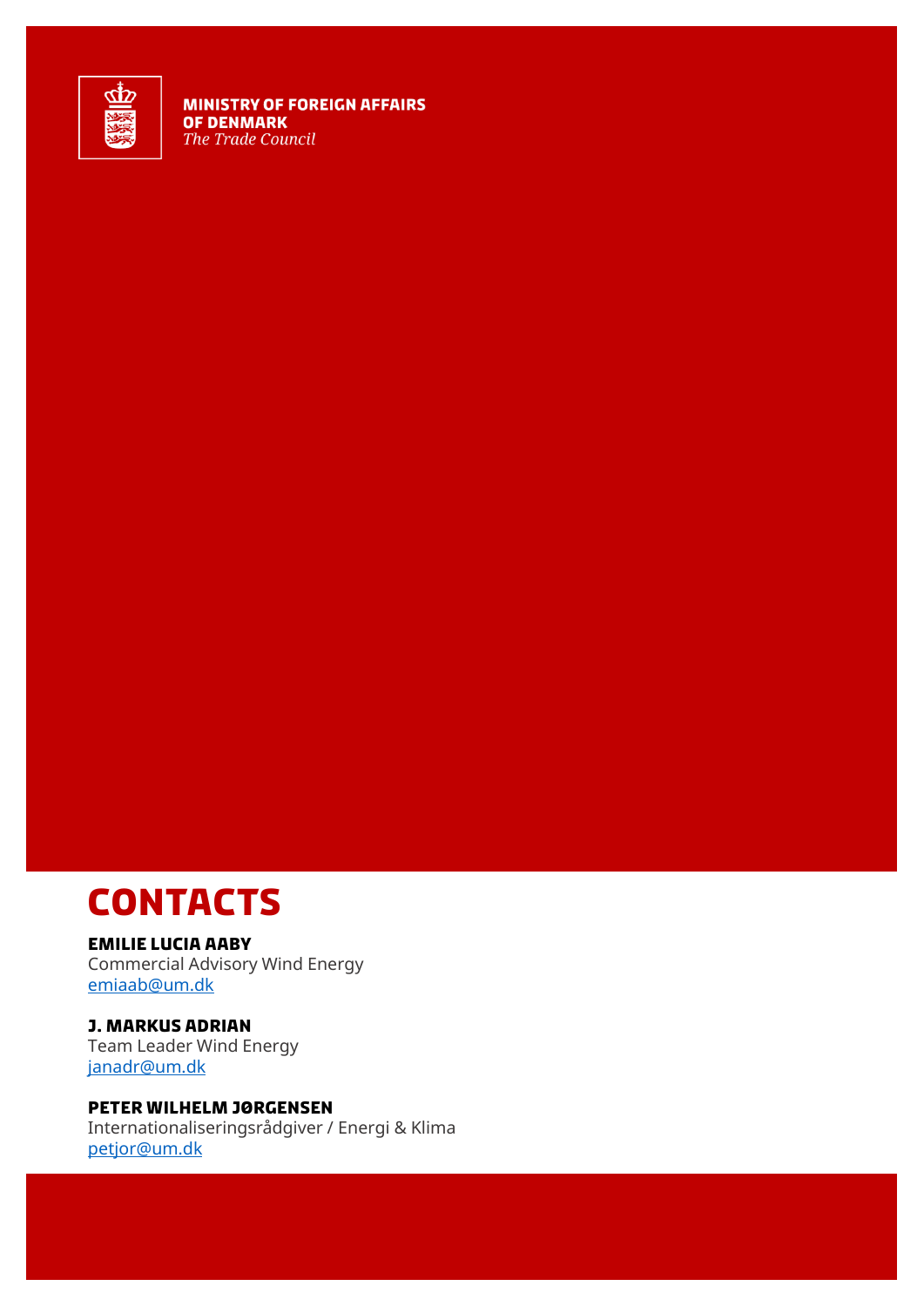**MINISTRY OF FOREIGN AFFAIRS OF DENMARK**
*The Trade Council*

# CONTACTS

**EMILIE LUCIA AABY**
Commercial Advisory Wind Energy
emiaab@um.dk

**J. MARKUS ADRIAN**
Team Leader Wind Energy
janadr@um.dk

**PETER WILHELM JØRGENSEN**
Internationaliseringsrådgiver / Energi & Klima
petjor@um.dk